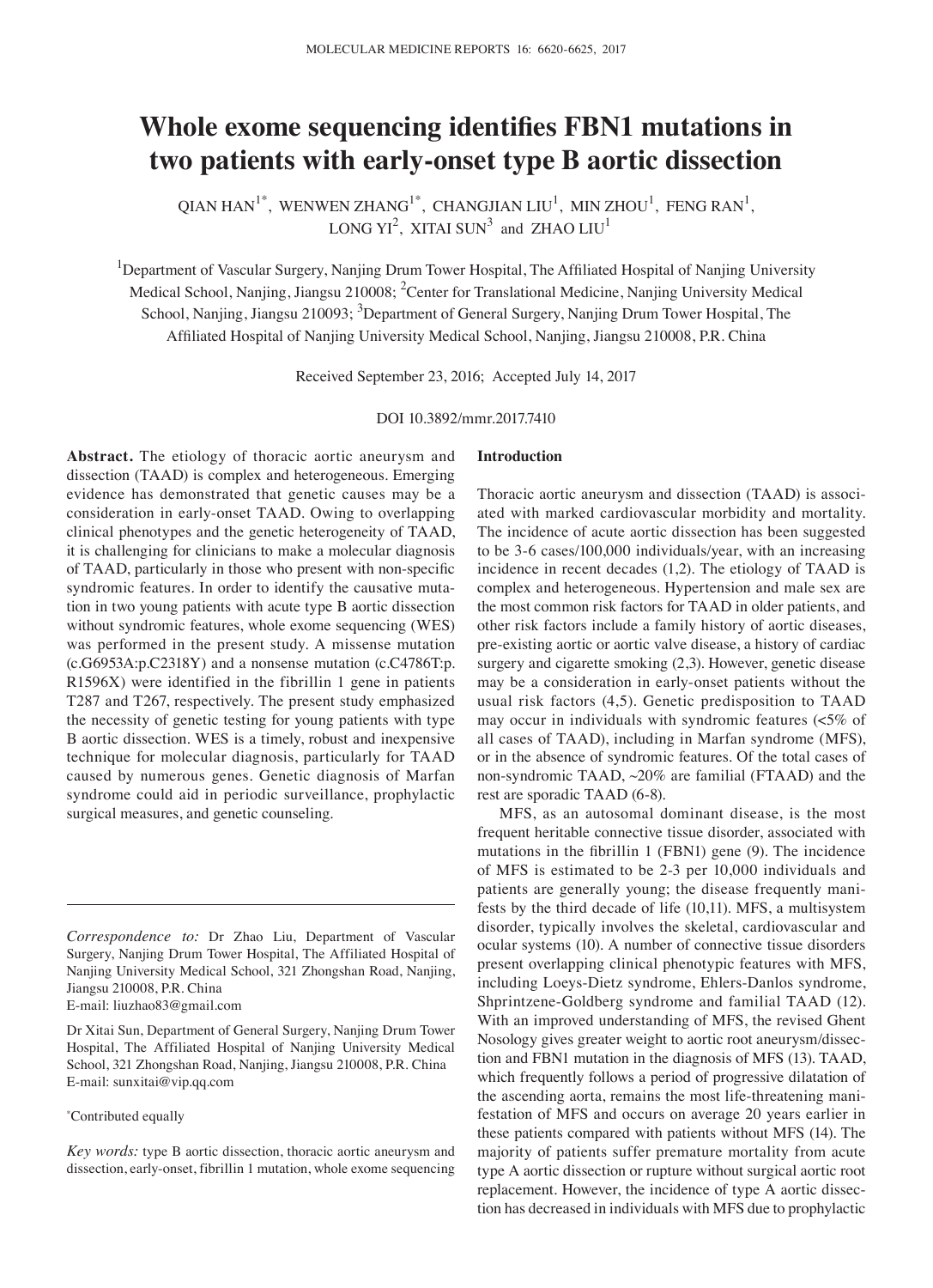# Whole exome sequencing identifies FBN1 mutations in two patients with early-onset type B aortic dissection

QIAN HAN[1*], WENWEN ZHANG[1*], CHANGJIAN LIU[1], MIN ZHOU[1], FENG RAN[1], LONG YI[2], XITAI SUN[3] and ZHAO LIU[1]

[1]Department of Vascular Surgery, Nanjing Drum Tower Hospital, The Affiliated Hospital of Nanjing University Medical School, Nanjing, Jiangsu 210008; [2]Center for Translational Medicine, Nanjing University Medical School, Nanjing, Jiangsu 210093; [3]Department of General Surgery, Nanjing Drum Tower Hospital, The Affiliated Hospital of Nanjing University Medical School, Nanjing, Jiangsu 210008, P.R. China

Received September 23, 2016; Accepted July 14, 2017

DOI 10.3892/mmr.2017.7410

**Abstract.** The etiology of thoracic aortic aneurysm and dissection (TAAD) is complex and heterogeneous. Emerging evidence has demonstrated that genetic causes may be a consideration in early-onset TAAD. Owing to overlapping clinical phenotypes and the genetic heterogeneity of TAAD, it is challenging for clinicians to make a molecular diagnosis of TAAD, particularly in those who present with non-specific syndromic features. In order to identify the causative mutation in two young patients with acute type B aortic dissection without syndromic features, whole exome sequencing (WES) was performed in the present study. A missense mutation (c.G6953A:p.C2318Y) and a nonsense mutation (c.C4786T:p.R1596X) were identified in the fibrillin 1 gene in patients T287 and T267, respectively. The present study emphasized the necessity of genetic testing for young patients with type B aortic dissection. WES is a timely, robust and inexpensive technique for molecular diagnosis, particularly for TAAD caused by numerous genes. Genetic diagnosis of Marfan syndrome could aid in periodic surveillance, prophylactic surgical measures, and genetic counseling.

*Correspondence to:* Dr Zhao Liu, Department of Vascular Surgery, Nanjing Drum Tower Hospital, The Affiliated Hospital of Nanjing University Medical School, 321 Zhongshan Road, Nanjing, Jiangsu 210008, P.R. China
E-mail: liuzhao83@gmail.com

Dr Xitai Sun, Department of General Surgery, Nanjing Drum Tower Hospital, The Affiliated Hospital of Nanjing University Medical School, 321 Zhongshan Road, Nanjing, Jiangsu 210008, P.R. China
E-mail: sunxitai@vip.qq.com

*Contributed equally

*Key words:* type B aortic dissection, thoracic aortic aneurysm and dissection, early-onset, fibrillin 1 mutation, whole exome sequencing

## Introduction

Thoracic aortic aneurysm and dissection (TAAD) is associated with marked cardiovascular morbidity and mortality. The incidence of acute aortic dissection has been suggested to be 3-6 cases/100,000 individuals/year, with an increasing incidence in recent decades (1,2). The etiology of TAAD is complex and heterogeneous. Hypertension and male sex are the most common risk factors for TAAD in older patients, and other risk factors include a family history of aortic diseases, pre-existing aortic or aortic valve disease, a history of cardiac surgery and cigarette smoking (2,3). However, genetic disease may be a consideration in early-onset patients without the usual risk factors (4,5). Genetic predisposition to TAAD may occur in individuals with syndromic features (<5% of all cases of TAAD), including in Marfan syndrome (MFS), or in the absence of syndromic features. Of the total cases of non-syndromic TAAD, ~20% are familial (FTAAD) and the rest are sporadic TAAD (6-8).

MFS, as an autosomal dominant disease, is the most frequent heritable connective tissue disorder, associated with mutations in the fibrillin 1 (FBN1) gene (9). The incidence of MFS is estimated to be 2-3 per 10,000 individuals and patients are generally young; the disease frequently manifests by the third decade of life (10,11). MFS, a multisystem disorder, typically involves the skeletal, cardiovascular and ocular systems (10). A number of connective tissue disorders present overlapping clinical phenotypic features with MFS, including Loeys-Dietz syndrome, Ehlers-Danlos syndrome, Shprintzene-Goldberg syndrome and familial TAAD (12). With an improved understanding of MFS, the revised Ghent Nosology gives greater weight to aortic root aneurysm/dissection and FBN1 mutation in the diagnosis of MFS (13). TAAD, which frequently follows a period of progressive dilatation of the ascending aorta, remains the most life-threatening manifestation of MFS and occurs on average 20 years earlier in these patients compared with patients without MFS (14). The majority of patients suffer premature mortality from acute type A aortic dissection or rupture without surgical aortic root replacement. However, the incidence of type A aortic dissection has decreased in individuals with MFS due to prophylactic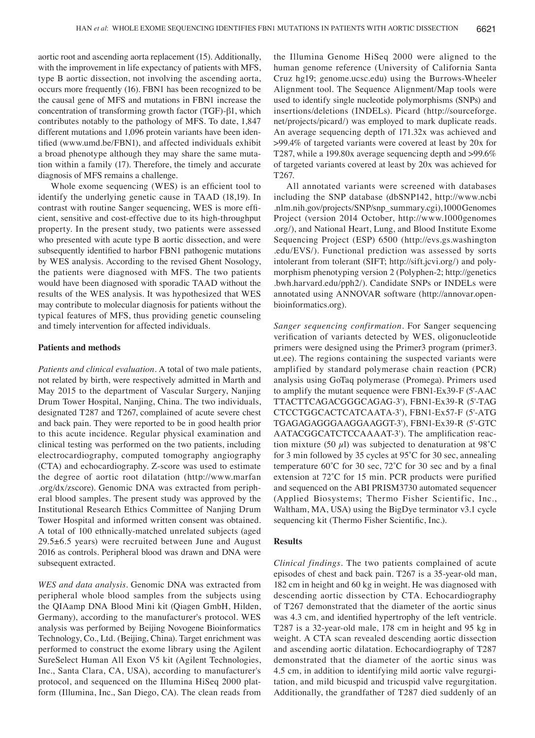aortic root and ascending aorta replacement (15). Additionally, with the improvement in life expectancy of patients with MFS, type B aortic dissection, not involving the ascending aorta, occurs more frequently (16). FBN1 has been recognized to be the causal gene of MFS and mutations in FBN1 increase the concentration of transforming growth factor (TGF)-β1, which contributes notably to the pathology of MFS. To date, 1,847 different mutations and 1,096 protein variants have been identified (www.umd.be/FBN1), and affected individuals exhibit a broad phenotype although they may share the same mutation within a family (17). Therefore, the timely and accurate diagnosis of MFS remains a challenge.

Whole exome sequencing (WES) is an efficient tool to identify the underlying genetic cause in TAAD (18,19). In contrast with routine Sanger sequencing, WES is more efficient, sensitive and cost-effective due to its high-throughput property. In the present study, two patients were assessed who presented with acute type B aortic dissection, and were subsequently identified to harbor FBN1 pathogenic mutations by WES analysis. According to the revised Ghent Nosology, the patients were diagnosed with MFS. The two patients would have been diagnosed with sporadic TAAD without the results of the WES analysis. It was hypothesized that WES may contribute to molecular diagnosis for patients without the typical features of MFS, thus providing genetic counseling and timely intervention for affected individuals.

## Patients and methods

*Patients and clinical evaluation.* A total of two male patients, not related by birth, were respectively admitted in Marth and May 2015 to the department of Vascular Surgery, Nanjing Drum Tower Hospital, Nanjing, China. The two individuals, designated T287 and T267, complained of acute severe chest and back pain. They were reported to be in good health prior to this acute incidence. Regular physical examination and clinical testing was performed on the two patients, including electrocardiography, computed tomography angiography (CTA) and echocardiography. Z-score was used to estimate the degree of aortic root dilatation (http://www.marfan.org/dx/zscore). Genomic DNA was extracted from peripheral blood samples. The present study was approved by the Institutional Research Ethics Committee of Nanjing Drum Tower Hospital and informed written consent was obtained. A total of 100 ethnically-matched unrelated subjects (aged 29.5±6.5 years) were recruited between June and August 2016 as controls. Peripheral blood was drawn and DNA were subsequent extracted.

*WES and data analysis.* Genomic DNA was extracted from peripheral whole blood samples from the subjects using the QIAamp DNA Blood Mini kit (Qiagen GmbH, Hilden, Germany), according to the manufacturer's protocol. WES analysis was performed by Beijing Novogene Bioinformatics Technology, Co., Ltd. (Beijing, China). Target enrichment was performed to construct the exome library using the Agilent SureSelect Human All Exon V5 kit (Agilent Technologies, Inc., Santa Clara, CA, USA), according to manufacturer's protocol, and sequenced on the Illumina HiSeq 2000 platform (Illumina, Inc., San Diego, CA). The clean reads from the Illumina Genome HiSeq 2000 were aligned to the human genome reference (University of California Santa Cruz hg19; genome.ucsc.edu) using the Burrows-Wheeler Alignment tool. The Sequence Alignment/Map tools were used to identify single nucleotide polymorphisms (SNPs) and insertions/deletions (INDELs). Picard (http://sourceforge.net/projects/picard/) was employed to mark duplicate reads. An average sequencing depth of 171.32x was achieved and >99.4% of targeted variants were covered at least by 20x for T287, while a 199.80x average sequencing depth and >99.6% of targeted variants covered at least by 20x was achieved for T267.

All annotated variants were screened with databases including the SNP database (dbSNP142, http://www.ncbi.nlm.nih.gov/projects/SNP/snp_summary.cgi),1000Genomes Project (version 2014 October, http://www.1000genomes.org/), and National Heart, Lung, and Blood Institute Exome Sequencing Project (ESP) 6500 (http://evs.gs.washington.edu/EVS/). Functional prediction was assessed by sorts intolerant from tolerant (SIFT; http://sift.jcvi.org/) and polymorphism phenotyping version 2 (Polyphen-2; http://genetics.bwh.harvard.edu/pph2/). Candidate SNPs or INDELs were annotated using ANNOVAR software (http://annovar.openbioinformatics.org).

*Sanger sequencing confirmation.* For Sanger sequencing verification of variants detected by WES, oligonucleotide primers were designed using the Primer3 program (primer3.ut.ee). The regions containing the suspected variants were amplified by standard polymerase chain reaction (PCR) analysis using GoTaq polymerase (Promega). Primers used to amplify the mutant sequence were FBN1-Ex39-F (5'-AACTTACTTCAGACGGGCAGAG-3'), FBN1-Ex39-R (5'-TAGCTCCTGGCACTCATCAATA-3'), FBN1-Ex57-F (5'-ATGTGAGAGAGGGAAGGAAGGT-3'), FBN1-Ex39-R (5'-GTCAATACGGCATCTCCAAAAT-3'). The amplification reaction mixture (50 µl) was subjected to denaturation at 98˚C for 3 min followed by 35 cycles at 95˚C for 30 sec, annealing temperature 60˚C for 30 sec, 72˚C for 30 sec and by a final extension at 72˚C for 15 min. PCR products were purified and sequenced on the ABI PRISM3730 automated sequencer (Applied Biosystems; Thermo Fisher Scientific, Inc., Waltham, MA, USA) using the BigDye terminator v3.1 cycle sequencing kit (Thermo Fisher Scientific, Inc.).

## Results

*Clinical findings.* The two patients complained of acute episodes of chest and back pain. T267 is a 35-year-old man, 182 cm in height and 60 kg in weight. He was diagnosed with descending aortic dissection by CTA. Echocardiography of T267 demonstrated that the diameter of the aortic sinus was 4.3 cm, and identified hypertrophy of the left ventricle. T287 is a 32-year-old male, 178 cm in height and 95 kg in weight. A CTA scan revealed descending aortic dissection and ascending aortic dilatation. Echocardiography of T287 demonstrated that the diameter of the aortic sinus was 4.5 cm, in addition to identifying mild aortic valve regurgitation, and mild bicuspid and tricuspid valve regurgitation. Additionally, the grandfather of T287 died suddenly of an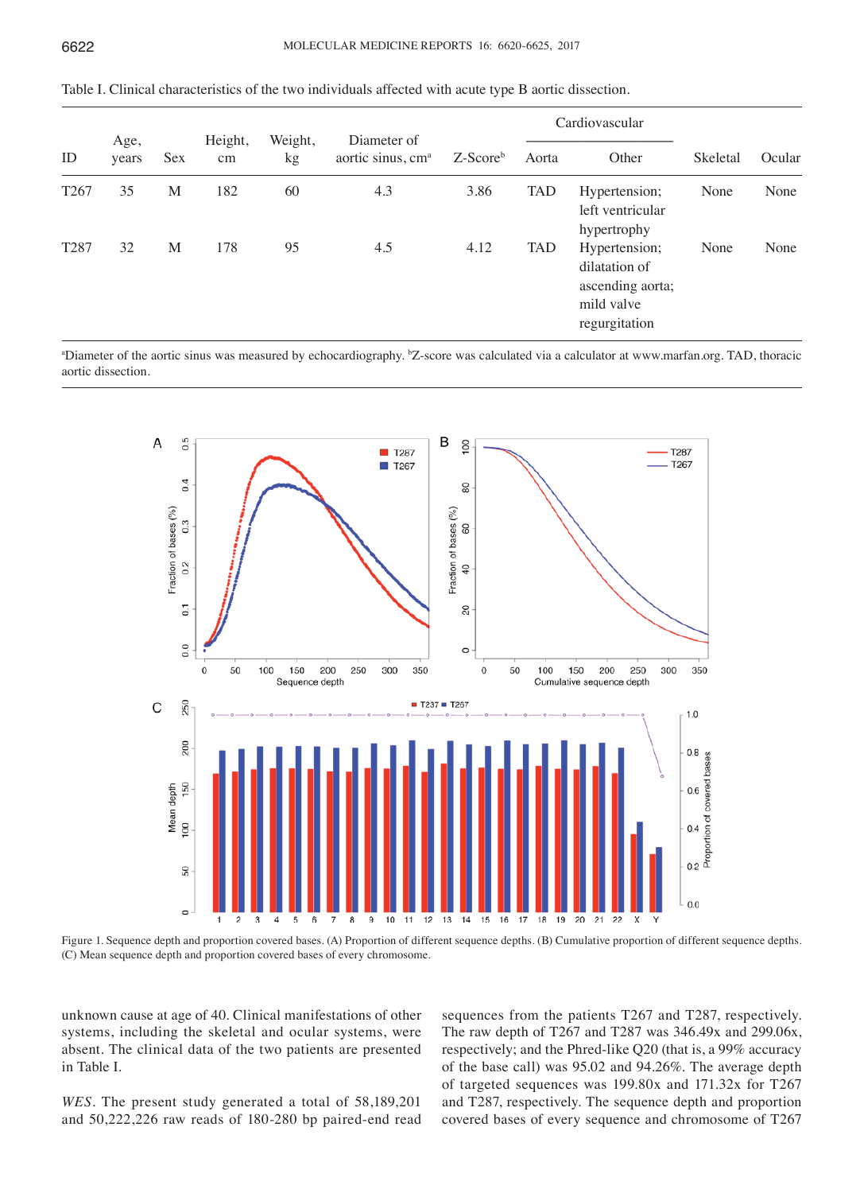Table I. Clinical characteristics of the two individuals affected with acute type B aortic dissection.

| ID | Age, years | Sex | Height, cm | Weight, kg | Diameter of aortic sinus, cm[a] | Z-Score[b] | Cardiovascular | | Skeletal | Ocular |
|---|---|---|---|---|---|---|---|---|---|---|
| | | | | | | | Aorta | Other | | |
| T267 | 35 | M | 182 | 60 | 4.3 | 3.86 | TAD | Hypertension; left ventricular hypertrophy | None | None |
| T287 | 32 | M | 178 | 95 | 4.5 | 4.12 | TAD | Hypertension; dilatation of ascending aorta; mild valve regurgitation | None | None |

[a]Diameter of the aortic sinus was measured by echocardiography. [b]Z-score was calculated via a calculator at www.marfan.org. TAD, thoracic aortic dissection.

Figure 1. Sequence depth and proportion covered bases. (A) Proportion of different sequence depths. (B) Cumulative proportion of different sequence depths. (C) Mean sequence depth and proportion covered bases of every chromosome.

unknown cause at age of 40. Clinical manifestations of other systems, including the skeletal and ocular systems, were absent. The clinical data of the two patients are presented in Table I.

*WES*. The present study generated a total of 58,189,201 and 50,222,226 raw reads of 180-280 bp paired-end read sequences from the patients T267 and T287, respectively. The raw depth of T267 and T287 was 346.49x and 299.06x, respectively; and the Phred-like Q20 (that is, a 99% accuracy of the base call) was 95.02 and 94.26%. The average depth of targeted sequences was 199.80x and 171.32x for T267 and T287, respectively. The sequence depth and proportion covered bases of every sequence and chromosome of T267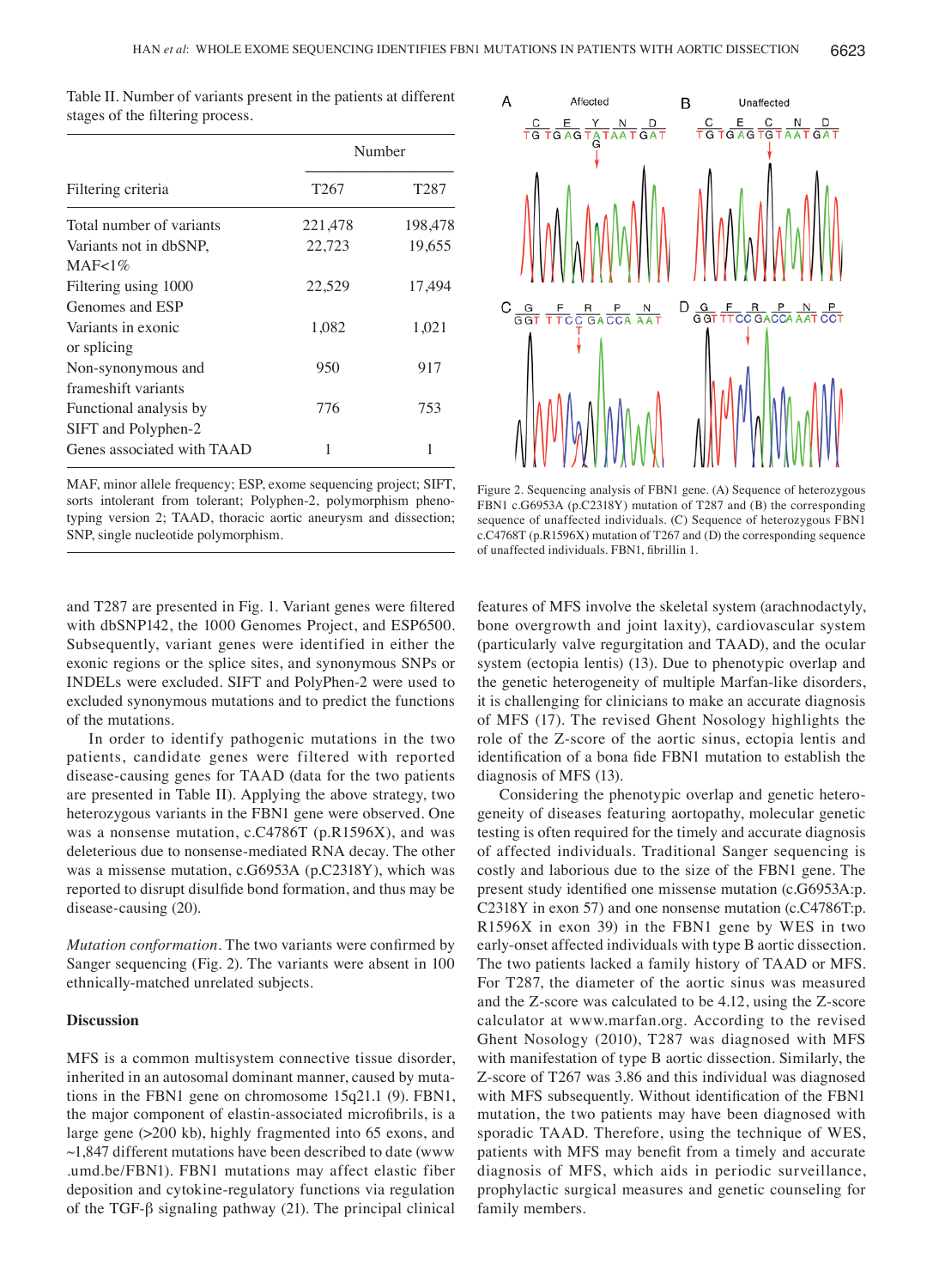Table II. Number of variants present in the patients at different stages of the filtering process.

| | Number | |
|---|---|---|
| Filtering criteria | T267 | T287 |
| Total number of variants | 221,478 | 198,478 |
| Variants not in dbSNP, MAF<1% | 22,723 | 19,655 |
| Filtering using 1000 Genomes and ESP | 22,529 | 17,494 |
| Variants in exonic or splicing | 1,082 | 1,021 |
| Non-synonymous and frameshift variants | 950 | 917 |
| Functional analysis by SIFT and Polyphen-2 | 776 | 753 |
| Genes associated with TAAD | 1 | 1 |

MAF, minor allele frequency; ESP, exome sequencing project; SIFT, sorts intolerant from tolerant; Polyphen-2, polymorphism phenotyping version 2; TAAD, thoracic aortic aneurysm and dissection; SNP, single nucleotide polymorphism.

Figure 2. Sequencing analysis of FBN1 gene. (A) Sequence of heterozygous FBN1 c.G6953A (p.C2318Y) mutation of T287 and (B) the corresponding sequence of unaffected individuals. (C) Sequence of heterozygous FBN1 c.C4768T (p.R1596X) mutation of T267 and (D) the corresponding sequence of unaffected individuals. FBN1, fibrillin 1.

and T287 are presented in Fig. 1. Variant genes were filtered with dbSNP142, the 1000 Genomes Project, and ESP6500. Subsequently, variant genes were identified in either the exonic regions or the splice sites, and synonymous SNPs or INDELs were excluded. SIFT and PolyPhen-2 were used to excluded synonymous mutations and to predict the functions of the mutations.

In order to identify pathogenic mutations in the two patients, candidate genes were filtered with reported disease-causing genes for TAAD (data for the two patients are presented in Table II). Applying the above strategy, two heterozygous variants in the FBN1 gene were observed. One was a nonsense mutation, c.C4786T (p.R1596X), and was deleterious due to nonsense-mediated RNA decay. The other was a missense mutation, c.G6953A (p.C2318Y), which was reported to disrupt disulfide bond formation, and thus may be disease-causing (20).

*Mutation conformation*. The two variants were confirmed by Sanger sequencing (Fig. 2). The variants were absent in 100 ethnically-matched unrelated subjects.

## Discussion

MFS is a common multisystem connective tissue disorder, inherited in an autosomal dominant manner, caused by mutations in the FBN1 gene on chromosome 15q21.1 (9). FBN1, the major component of elastin-associated microfibrils, is a large gene (>200 kb), highly fragmented into 65 exons, and ~1,847 different mutations have been described to date (www.umd.be/FBN1). FBN1 mutations may affect elastic fiber deposition and cytokine-regulatory functions via regulation of the TGF-β signaling pathway (21). The principal clinical features of MFS involve the skeletal system (arachnodactyly, bone overgrowth and joint laxity), cardiovascular system (particularly valve regurgitation and TAAD), and the ocular system (ectopia lentis) (13). Due to phenotypic overlap and the genetic heterogeneity of multiple Marfan-like disorders, it is challenging for clinicians to make an accurate diagnosis of MFS (17). The revised Ghent Nosology highlights the role of the Z-score of the aortic sinus, ectopia lentis and identification of a bona fide FBN1 mutation to establish the diagnosis of MFS (13).

Considering the phenotypic overlap and genetic heterogeneity of diseases featuring aortopathy, molecular genetic testing is often required for the timely and accurate diagnosis of affected individuals. Traditional Sanger sequencing is costly and laborious due to the size of the FBN1 gene. The present study identified one missense mutation (c.G6953A:p.C2318Y in exon 57) and one nonsense mutation (c.C4786T:p.R1596X in exon 39) in the FBN1 gene by WES in two early-onset affected individuals with type B aortic dissection. The two patients lacked a family history of TAAD or MFS. For T287, the diameter of the aortic sinus was measured and the Z-score was calculated to be 4.12, using the Z-score calculator at www.marfan.org. According to the revised Ghent Nosology (2010), T287 was diagnosed with MFS with manifestation of type B aortic dissection. Similarly, the Z-score of T267 was 3.86 and this individual was diagnosed with MFS subsequently. Without identification of the FBN1 mutation, the two patients may have been diagnosed with sporadic TAAD. Therefore, using the technique of WES, patients with MFS may benefit from a timely and accurate diagnosis of MFS, which aids in periodic surveillance, prophylactic surgical measures and genetic counseling for family members.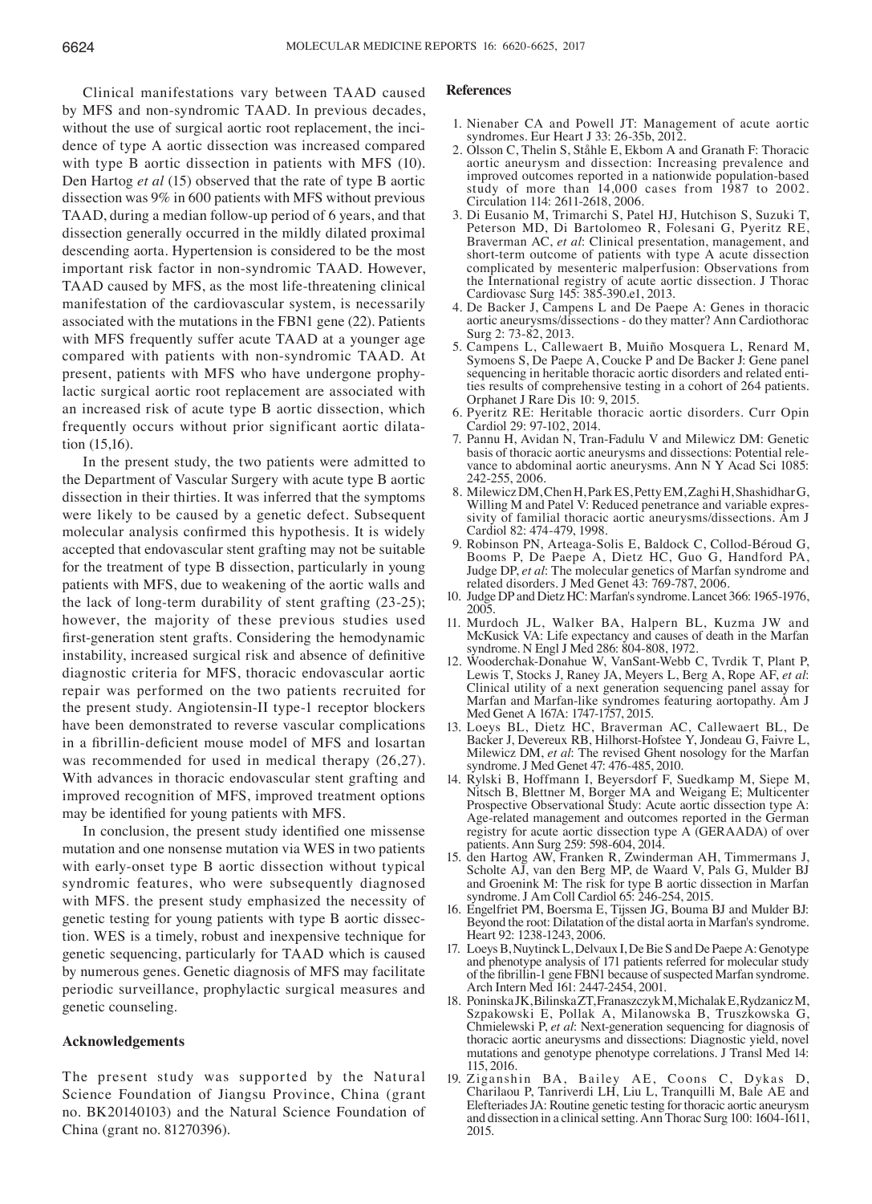Clinical manifestations vary between TAAD caused by MFS and non-syndromic TAAD. In previous decades, without the use of surgical aortic root replacement, the incidence of type A aortic dissection was increased compared with type B aortic dissection in patients with MFS (10). Den Hartog *et al* (15) observed that the rate of type B aortic dissection was 9% in 600 patients with MFS without previous TAAD, during a median follow-up period of 6 years, and that dissection generally occurred in the mildly dilated proximal descending aorta. Hypertension is considered to be the most important risk factor in non-syndromic TAAD. However, TAAD caused by MFS, as the most life-threatening clinical manifestation of the cardiovascular system, is necessarily associated with the mutations in the FBN1 gene (22). Patients with MFS frequently suffer acute TAAD at a younger age compared with patients with non-syndromic TAAD. At present, patients with MFS who have undergone prophylactic surgical aortic root replacement are associated with an increased risk of acute type B aortic dissection, which frequently occurs without prior significant aortic dilatation (15,16).

In the present study, the two patients were admitted to the Department of Vascular Surgery with acute type B aortic dissection in their thirties. It was inferred that the symptoms were likely to be caused by a genetic defect. Subsequent molecular analysis confirmed this hypothesis. It is widely accepted that endovascular stent grafting may not be suitable for the treatment of type B dissection, particularly in young patients with MFS, due to weakening of the aortic walls and the lack of long-term durability of stent grafting (23-25); however, the majority of these previous studies used first-generation stent grafts. Considering the hemodynamic instability, increased surgical risk and absence of definitive diagnostic criteria for MFS, thoracic endovascular aortic repair was performed on the two patients recruited for the present study. Angiotensin-II type-1 receptor blockers have been demonstrated to reverse vascular complications in a fibrillin-deficient mouse model of MFS and losartan was recommended for used in medical therapy (26,27). With advances in thoracic endovascular stent grafting and improved recognition of MFS, improved treatment options may be identified for young patients with MFS.

In conclusion, the present study identified one missense mutation and one nonsense mutation via WES in two patients with early-onset type B aortic dissection without typical syndromic features, who were subsequently diagnosed with MFS. the present study emphasized the necessity of genetic testing for young patients with type B aortic dissection. WES is a timely, robust and inexpensive technique for genetic sequencing, particularly for TAAD which is caused by numerous genes. Genetic diagnosis of MFS may facilitate periodic surveillance, prophylactic surgical measures and genetic counseling.

## Acknowledgements

The present study was supported by the Natural Science Foundation of Jiangsu Province, China (grant no. BK20140103) and the Natural Science Foundation of China (grant no. 81270396).

## References

1. Nienaber CA and Powell JT: Management of acute aortic syndromes. Eur Heart J 33: 26-35b, 2012.
2. Olsson C, Thelin S, Ståhle E, Ekbom A and Granath F: Thoracic aortic aneurysm and dissection: Increasing prevalence and improved outcomes reported in a nationwide population-based study of more than 14,000 cases from 1987 to 2002. Circulation 114: 2611-2618, 2006.
3. Di Eusanio M, Trimarchi S, Patel HJ, Hutchison S, Suzuki T, Peterson MD, Di Bartolomeo R, Folesani G, Pyeritz RE, Braverman AC, *et al*: Clinical presentation, management, and short-term outcome of patients with type A acute dissection complicated by mesenteric malperfusion: Observations from the International registry of acute aortic dissection. J Thorac Cardiovasc Surg 145: 385-390.e1, 2013.
4. De Backer J, Campens L and De Paepe A: Genes in thoracic aortic aneurysms/dissections - do they matter? Ann Cardiothorac Surg 2: 73-82, 2013.
5. Campens L, Callewaert B, Muiño Mosquera L, Renard M, Symoens S, De Paepe A, Coucke P and De Backer J: Gene panel sequencing in heritable thoracic aortic disorders and related entities results of comprehensive testing in a cohort of 264 patients. Orphanet J Rare Dis 10: 9, 2015.
6. Pyeritz RE: Heritable thoracic aortic disorders. Curr Opin Cardiol 29: 97-102, 2014.
7. Pannu H, Avidan N, Tran-Fadulu V and Milewicz DM: Genetic basis of thoracic aortic aneurysms and dissections: Potential relevance to abdominal aortic aneurysms. Ann N Y Acad Sci 1085: 242-255, 2006.
8. Milewicz DM, Chen H, Park ES, Petty EM, Zaghi H, Shashidhar G, Willing M and Patel V: Reduced penetrance and variable expressivity of familial thoracic aortic aneurysms/dissections. Am J Cardiol 82: 474-479, 1998.
9. Robinson PN, Arteaga-Solis E, Baldock C, Collod-Béroud G, Booms P, De Paepe A, Dietz HC, Guo G, Handford PA, Judge DP, *et al*: The molecular genetics of Marfan syndrome and related disorders. J Med Genet 43: 769-787, 2006.
10. Judge DP and Dietz HC: Marfan's syndrome. Lancet 366: 1965-1976, 2005.
11. Murdoch JL, Walker BA, Halpern BL, Kuzma JW and McKusick VA: Life expectancy and causes of death in the Marfan syndrome. N Engl J Med 286: 804-808, 1972.
12. Wooderchak-Donahue W, VanSant-Webb C, Tvrdik T, Plant P, Lewis T, Stocks J, Raney JA, Meyers L, Berg A, Rope AF, *et al*: Clinical utility of a next generation sequencing panel assay for Marfan and Marfan-like syndromes featuring aortopathy. Am J Med Genet A 167A: 1747-1757, 2015.
13. Loeys BL, Dietz HC, Braverman AC, Callewaert BL, De Backer J, Devereux RB, Hilhorst-Hofstee Y, Jondeau G, Faivre L, Milewicz DM, *et al*: The revised Ghent nosology for the Marfan syndrome. J Med Genet 47: 476-485, 2010.
14. Rylski B, Hoffmann I, Beyersdorf F, Suedkamp M, Siepe M, Nitsch B, Blettner M, Borger MA and Weigang E; Multicenter Prospective Observational Study: Acute aortic dissection type A: Age-related management and outcomes reported in the German registry for acute aortic dissection type A (GERAADA) of over patients. Ann Surg 259: 598-604, 2014.
15. den Hartog AW, Franken R, Zwinderman AH, Timmermans J, Scholte AJ, van den Berg MP, de Waard V, Pals G, Mulder BJ and Groenink M: The risk for type B aortic dissection in Marfan syndrome. J Am Coll Cardiol 65: 246-254, 2015.
16. Engelfriet PM, Boersma E, Tijssen JG, Bouma BJ and Mulder BJ: Beyond the root: Dilatation of the distal aorta in Marfan's syndrome. Heart 92: 1238-1243, 2006.
17. Loeys B, Nuytinck L, Delvaux I, De Bie S and De Paepe A: Genotype and phenotype analysis of 171 patients referred for molecular study of the fibrillin-1 gene FBN1 because of suspected Marfan syndrome. Arch Intern Med 161: 2447-2454, 2001.
18. Poninska JK, Bilinska ZT, Franaszczyk M, Michalak E, Rydzanicz M, Szpakowski E, Pollak A, Milanowska B, Truszkowska G, Chmielewski P, *et al*: Next-generation sequencing for diagnosis of thoracic aortic aneurysms and dissections: Diagnostic yield, novel mutations and genotype phenotype correlations. J Transl Med 14: 115, 2016.
19. Ziganshin BA, Bailey AE, Coons C, Dykas D, Charilaou P, Tanriverdi LH, Liu L, Tranquilli M, Bale AE and Elefteriades JA: Routine genetic testing for thoracic aortic aneurysm and dissection in a clinical setting. Ann Thorac Surg 100: 1604-1611, 2015.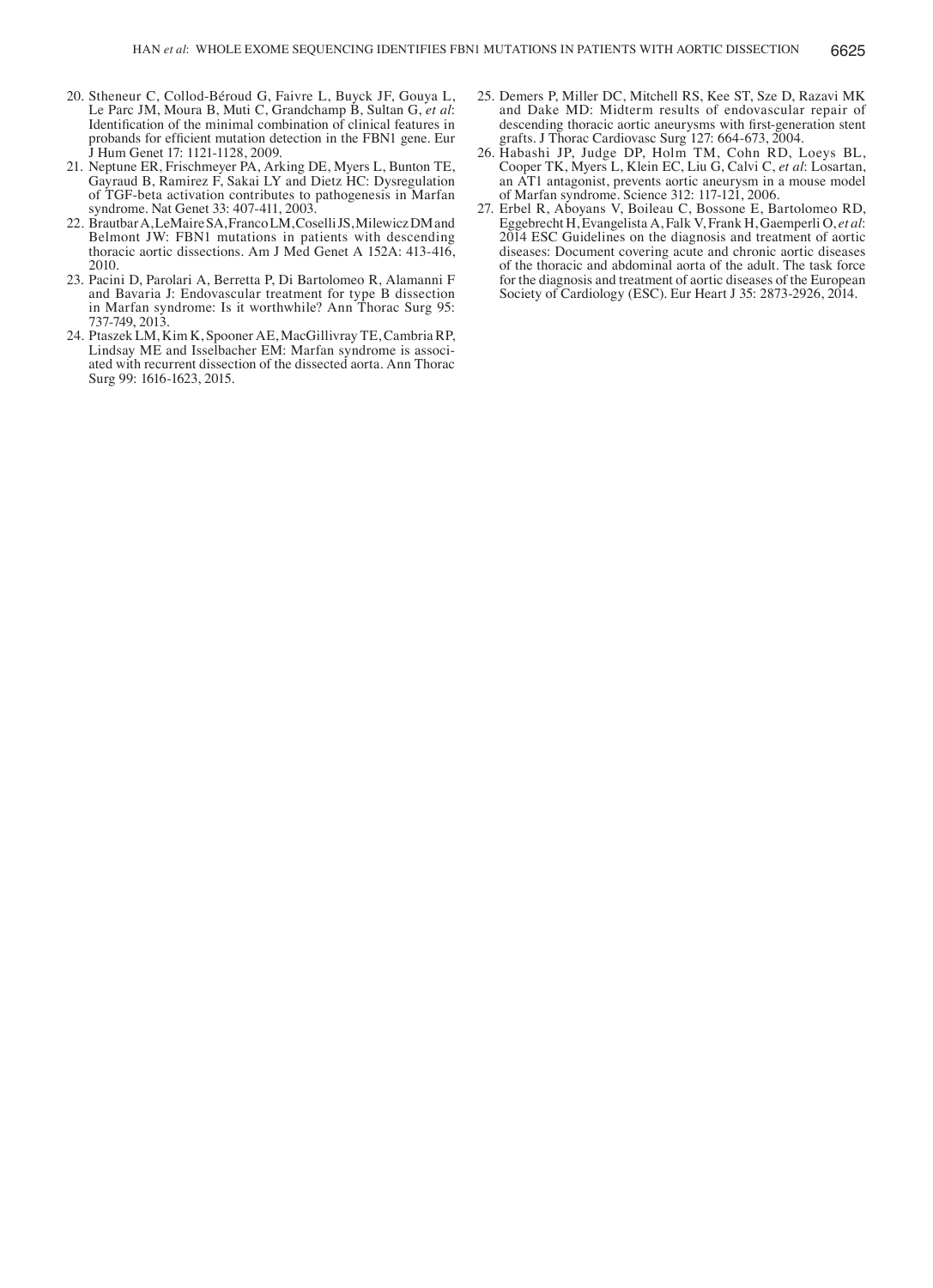20. Stheneur C, Collod-Béroud G, Faivre L, Buyck JF, Gouya L, Le Parc JM, Moura B, Muti C, Grandchamp B, Sultan G, *et al*: Identification of the minimal combination of clinical features in probands for efficient mutation detection in the FBN1 gene. Eur J Hum Genet 17: 1121-1128, 2009.
21. Neptune ER, Frischmeyer PA, Arking DE, Myers L, Bunton TE, Gayraud B, Ramirez F, Sakai LY and Dietz HC: Dysregulation of TGF-beta activation contributes to pathogenesis in Marfan syndrome. Nat Genet 33: 407-411, 2003.
22. Brautbar A, LeMaire SA, Franco LM, Coselli JS, Milewicz DM and Belmont JW: FBN1 mutations in patients with descending thoracic aortic dissections. Am J Med Genet A 152A: 413-416, 2010.
23. Pacini D, Parolari A, Berretta P, Di Bartolomeo R, Alamanni F and Bavaria J: Endovascular treatment for type B dissection in Marfan syndrome: Is it worthwhile? Ann Thorac Surg 95: 737-749, 2013.
24. Ptaszek LM, Kim K, Spooner AE, MacGillivray TE, Cambria RP, Lindsay ME and Isselbacher EM: Marfan syndrome is associated with recurrent dissection of the dissected aorta. Ann Thorac Surg 99: 1616-1623, 2015.
25. Demers P, Miller DC, Mitchell RS, Kee ST, Sze D, Razavi MK and Dake MD: Midterm results of endovascular repair of descending thoracic aortic aneurysms with first-generation stent grafts. J Thorac Cardiovasc Surg 127: 664-673, 2004.
26. Habashi JP, Judge DP, Holm TM, Cohn RD, Loeys BL, Cooper TK, Myers L, Klein EC, Liu G, Calvi C, *et al*: Losartan, an AT1 antagonist, prevents aortic aneurysm in a mouse model of Marfan syndrome. Science 312: 117-121, 2006.
27. Erbel R, Aboyans V, Boileau C, Bossone E, Bartolomeo RD, Eggebrecht H, Evangelista A, Falk V, Frank H, Gaemperli O, *et al*: 2014 ESC Guidelines on the diagnosis and treatment of aortic diseases: Document covering acute and chronic aortic diseases of the thoracic and abdominal aorta of the adult. The task force for the diagnosis and treatment of aortic diseases of the European Society of Cardiology (ESC). Eur Heart J 35: 2873-2926, 2014.